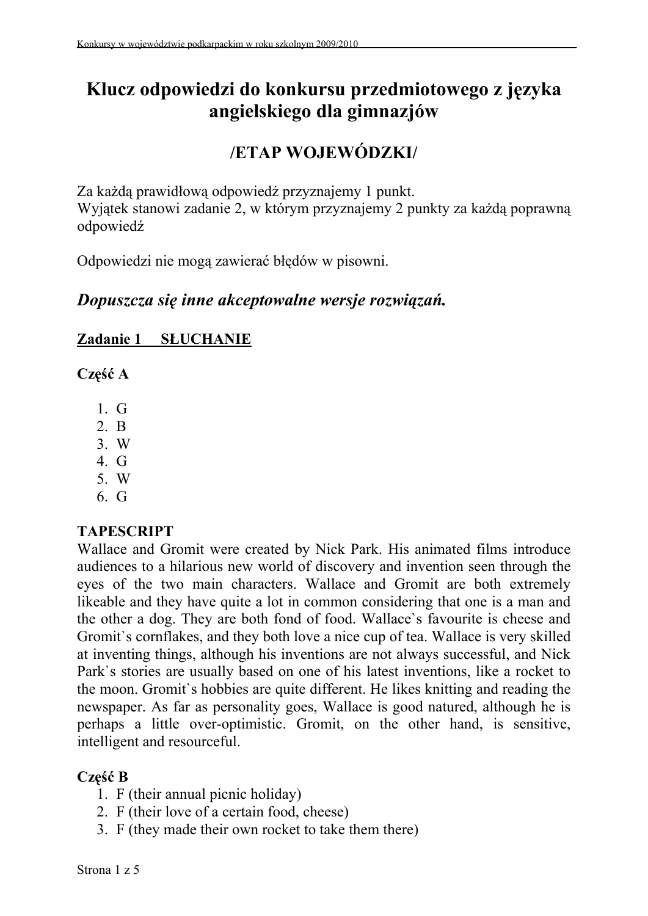# Klucz odpowiedzi do konkursu przedmiotowego z języka angielskiego dla gimnazjów

## /ETAP WOJEWÓDZKI/

Za każdą prawidłową odpowiedź przyznajemy 1 punkt.
Wyjątek stanowi zadanie 2, w którym przyznajemy 2 punkty za każdą poprawną odpowiedź

Odpowiedzi nie mogą zawierać błędów w pisowni.

### *Dopuszcza się inne akceptowalne wersje rozwiązań.*

**Zadanie 1 SŁUCHANIE**

**Część A**

1. G
2. B
3. W
4. G
5. W
6. G

**TAPESCRIPT**
Wallace and Gromit were created by Nick Park. His animated films introduce audiences to a hilarious new world of discovery and invention seen through the eyes of the two main characters. Wallace and Gromit are both extremely likeable and they have quite a lot in common considering that one is a man and the other a dog. They are both fond of food. Wallace`s favourite is cheese and Gromit`s cornflakes, and they both love a nice cup of tea. Wallace is very skilled at inventing things, although his inventions are not always successful, and Nick Park`s stories are usually based on one of his latest inventions, like a rocket to the moon. Gromit`s hobbies are quite different. He likes knitting and reading the newspaper. As far as personality goes, Wallace is good natured, although he is perhaps a little over-optimistic. Gromit, on the other hand, is sensitive, intelligent and resourceful.

**Część B**

1. F (their annual picnic holiday)
2. F (their love of a certain food, cheese)
3. F (they made their own rocket to take them there)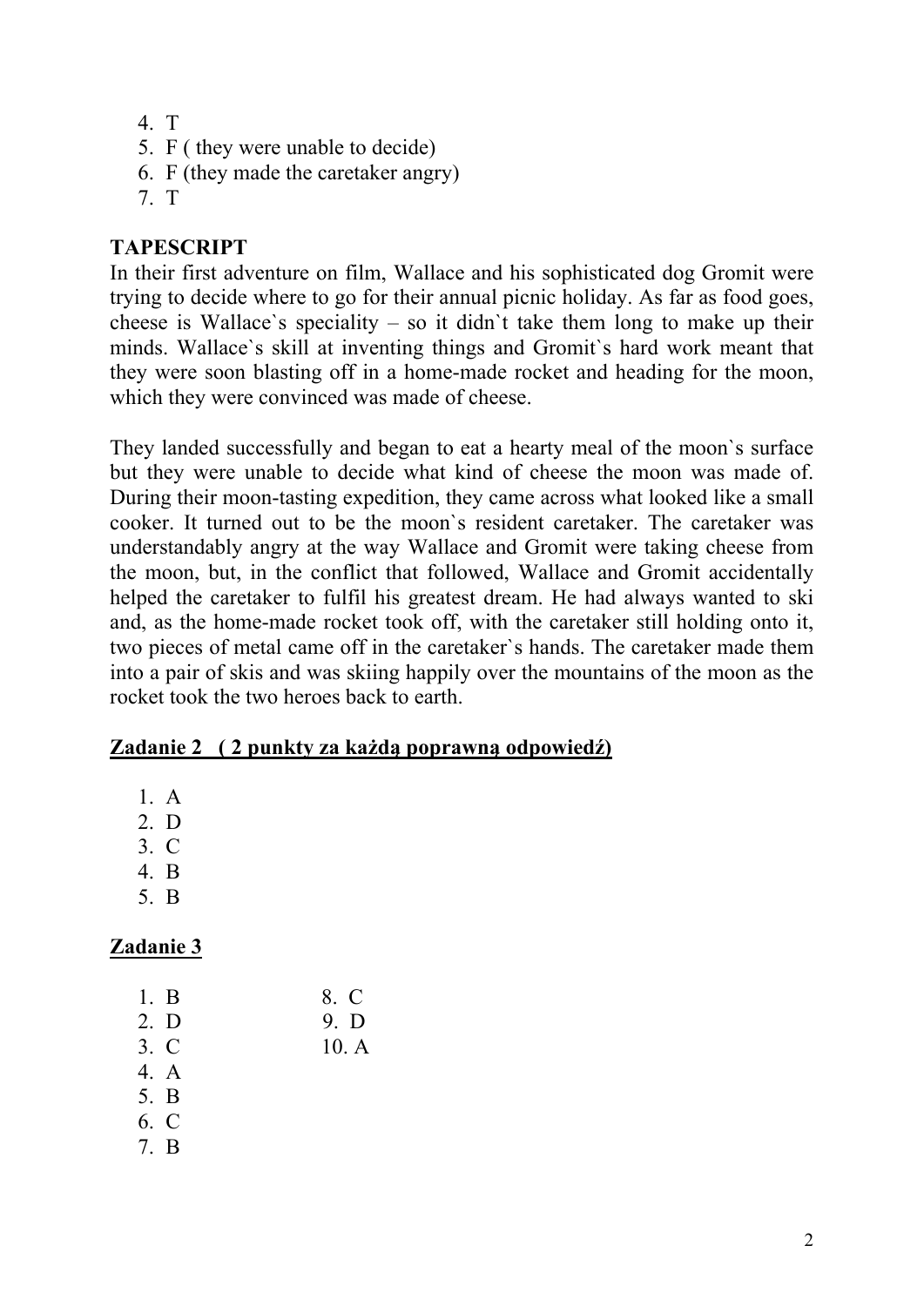4. T
5. F ( they were unable to decide)
6. F (they made the caretaker angry)
7. T

**TAPESCRIPT**

In their first adventure on film, Wallace and his sophisticated dog Gromit were trying to decide where to go for their annual picnic holiday. As far as food goes, cheese is Wallace`s speciality – so it didn`t take them long to make up their minds. Wallace`s skill at inventing things and Gromit`s hard work meant that they were soon blasting off in a home-made rocket and heading for the moon, which they were convinced was made of cheese.

They landed successfully and began to eat a hearty meal of the moon`s surface but they were unable to decide what kind of cheese the moon was made of. During their moon-tasting expedition, they came across what looked like a small cooker. It turned out to be the moon`s resident caretaker. The caretaker was understandably angry at the way Wallace and Gromit were taking cheese from the moon, but, in the conflict that followed, Wallace and Gromit accidentally helped the caretaker to fulfil his greatest dream. He had always wanted to ski and, as the home-made rocket took off, with the caretaker still holding onto it, two pieces of metal came off in the caretaker`s hands. The caretaker made them into a pair of skis and was skiing happily over the mountains of the moon as the rocket took the two heroes back to earth.

**<u>Zadanie 2 ( 2 punkty za każdą poprawną odpowiedź)</u>**

1. A
2. D
3. C
4. B
5. B

**<u>Zadanie 3</u>**

1. B
2. D
3. C
4. A
5. B
6. C
7. B
8. C
9. D
10. A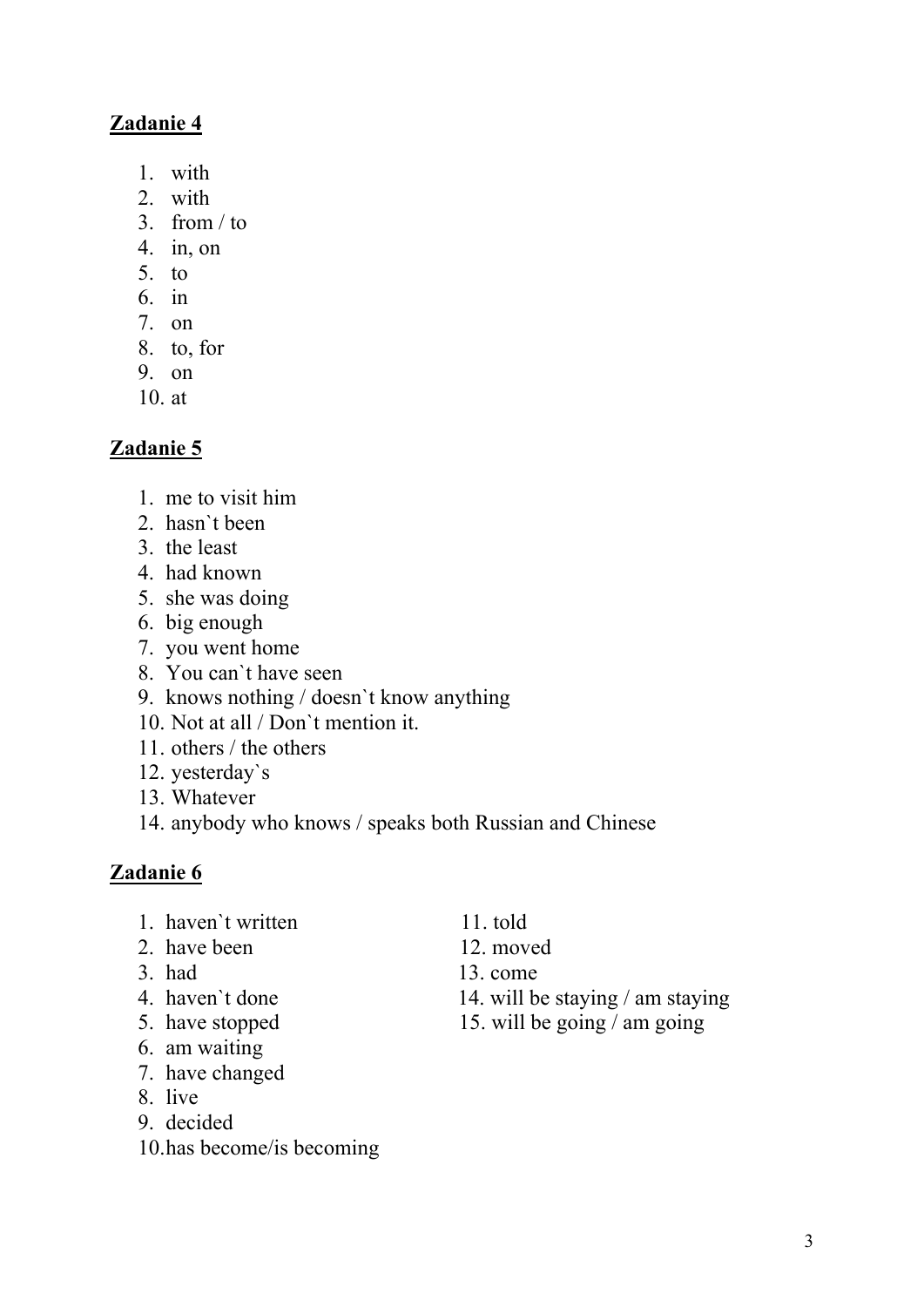## Zadanie 4

1. with
2. with
3. from / to
4. in, on
5. to
6. in
7. on
8. to, for
9. on
10. at

## Zadanie 5

1. me to visit him
2. hasn`t been
3. the least
4. had known
5. she was doing
6. big enough
7. you went home
8. You can`t have seen
9. knows nothing / doesn`t know anything
10. Not at all / Don`t mention it.
11. others / the others
12. yesterday`s
13. Whatever
14. anybody who knows / speaks both Russian and Chinese

## Zadanie 6

1. haven`t written
2. have been
3. had
4. haven`t done
5. have stopped
6. am waiting
7. have changed
8. live
9. decided
10. has become/is becoming
11. told
12. moved
13. come
14. will be staying / am staying
15. will be going / am going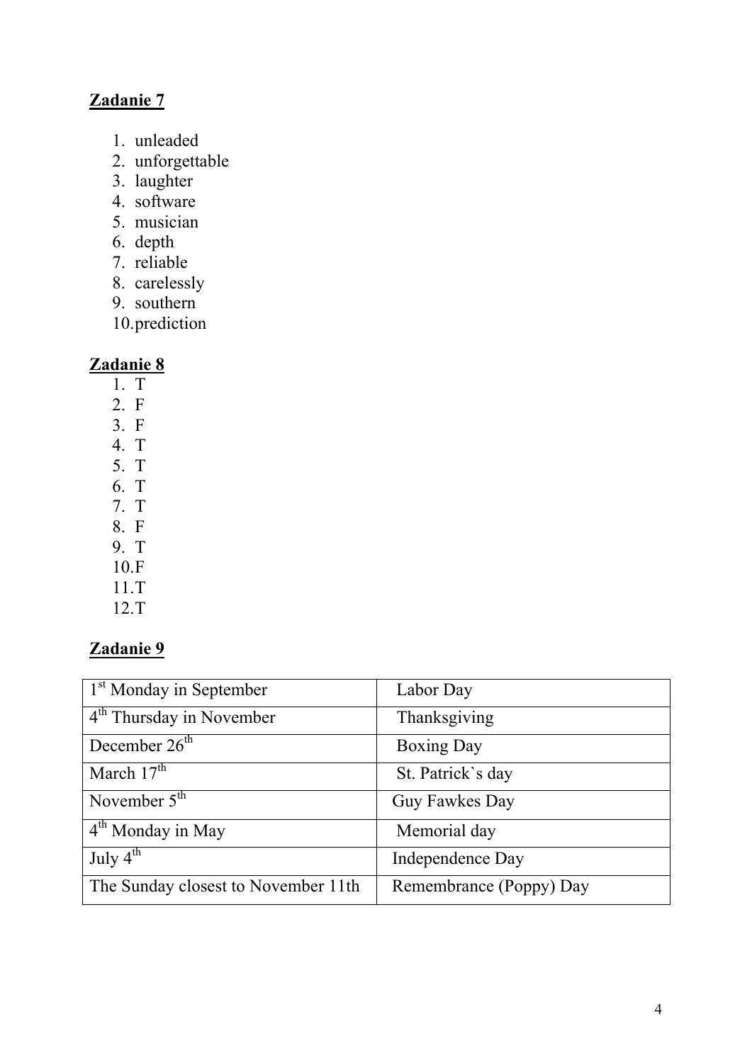## Zadanie 7

1. unleaded
2. unforgettable
3. laughter
4. software
5. musician
6. depth
7. reliable
8. carelessly
9. southern
10. prediction

## Zadanie 8

1. T
2. F
3. F
4. T
5. T
6. T
7. T
8. F
9. T
10. F
11. T
12. T

## Zadanie 9

| | |
|---|---|
| 1st Monday in September | Labor Day |
| 4th Thursday in November | Thanksgiving |
| December 26th | Boxing Day |
| March 17th | St. Patrick`s day |
| November 5th | Guy Fawkes Day |
| 4th Monday in May | Memorial day |
| July 4th | Independence Day |
| The Sunday closest to November 11th | Remembrance (Poppy) Day |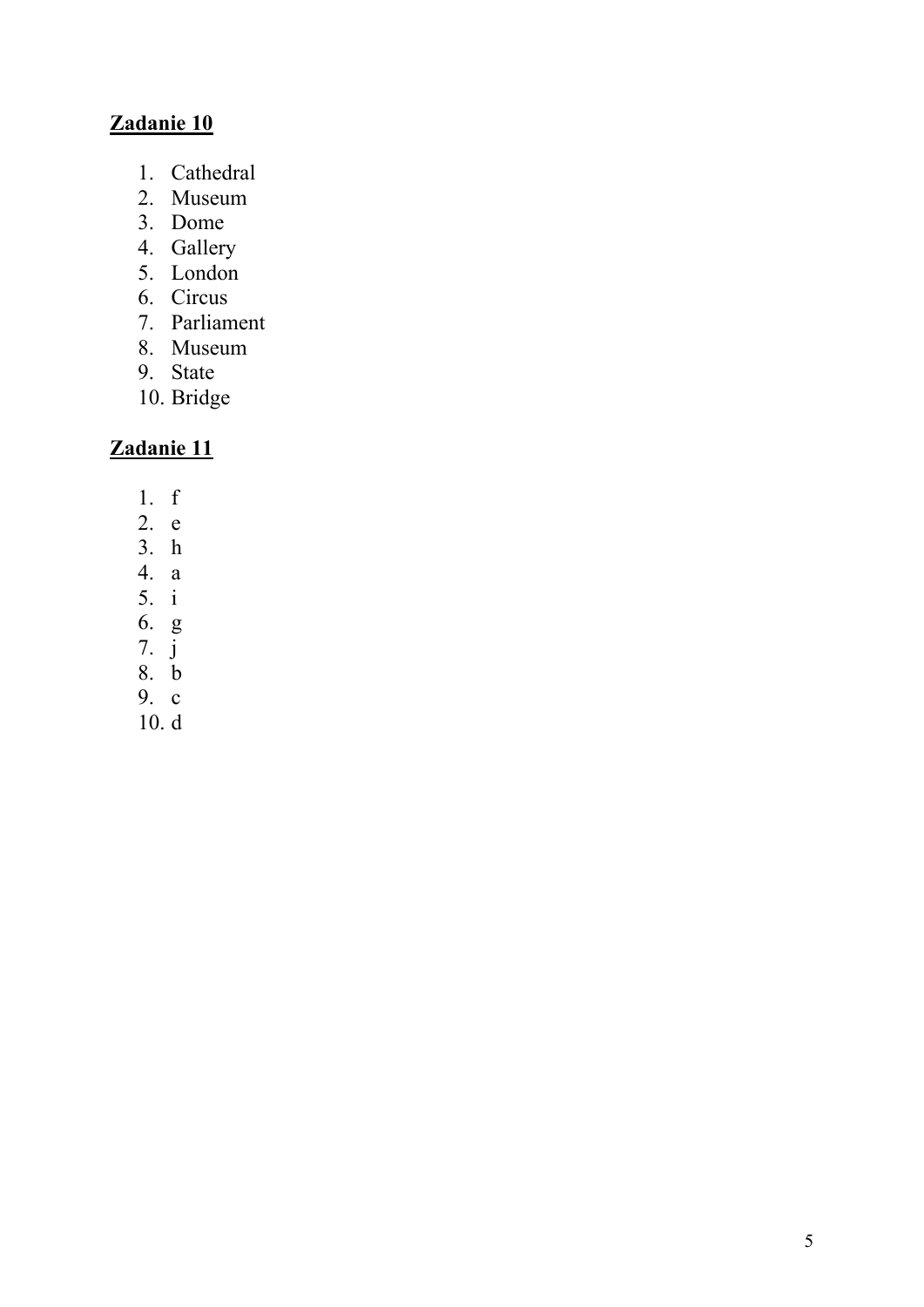**Zadanie 10**

1. Cathedral
2. Museum
3. Dome
4. Gallery
5. London
6. Circus
7. Parliament
8. Museum
9. State
10. Bridge

**Zadanie 11**

1. f
2. e
3. h
4. a
5. i
6. g
7. j
8. b
9. c
10. d